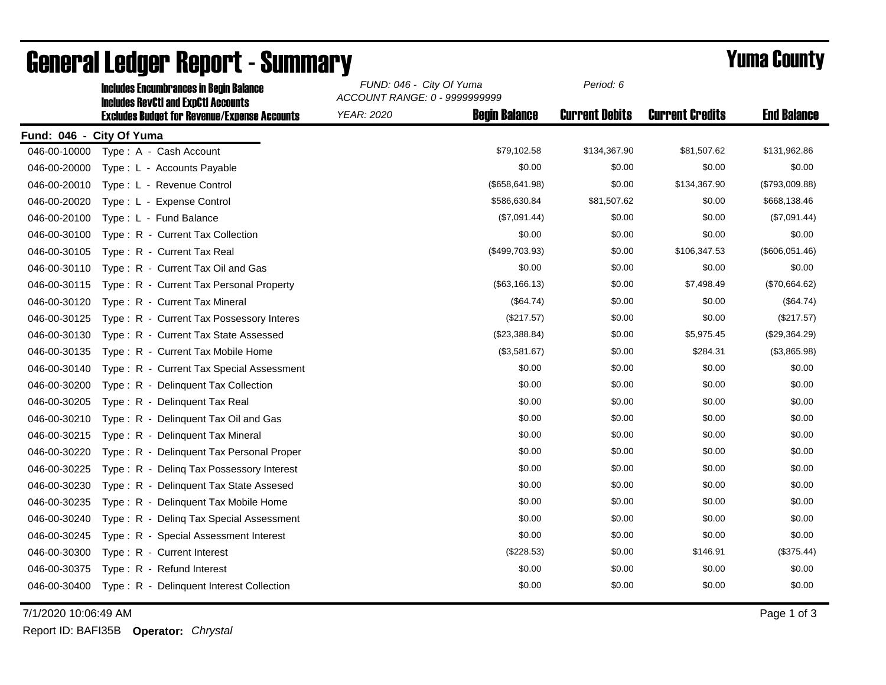# General Ledger Report - Summary

## Yuma County

**Includes Encumbrances in Begin Balance**
**Includes RevCtl and ExpCtl Accounts**
**Excludes Budget for Revenue/Expense Accounts**

*FUND: 046 - City Of Yuma*
*ACCOUNT RANGE: 0 - 9999999999*
*YEAR: 2020*
*Period: 6*

**Fund: 046 - City Of Yuma**

| Account | Description | Begin Balance | Current Debits | Current Credits | End Balance |
|---|---|---|---|---|---|
| 046-00-10000 | Type : A - Cash Account | $79,102.58 | $134,367.90 | $81,507.62 | $131,962.86 |
| 046-00-20000 | Type : L - Accounts Payable | $0.00 | $0.00 | $0.00 | $0.00 |
| 046-00-20010 | Type : L - Revenue Control | ($658,641.98) | $0.00 | $134,367.90 | ($793,009.88) |
| 046-00-20020 | Type : L - Expense Control | $586,630.84 | $81,507.62 | $0.00 | $668,138.46 |
| 046-00-20100 | Type : L - Fund Balance | ($7,091.44) | $0.00 | $0.00 | ($7,091.44) |
| 046-00-30100 | Type : R - Current Tax Collection | $0.00 | $0.00 | $0.00 | $0.00 |
| 046-00-30105 | Type : R - Current Tax Real | ($499,703.93) | $0.00 | $106,347.53 | ($606,051.46) |
| 046-00-30110 | Type : R - Current Tax Oil and Gas | $0.00 | $0.00 | $0.00 | $0.00 |
| 046-00-30115 | Type : R - Current Tax Personal Property | ($63,166.13) | $0.00 | $7,498.49 | ($70,664.62) |
| 046-00-30120 | Type : R - Current Tax Mineral | ($64.74) | $0.00 | $0.00 | ($64.74) |
| 046-00-30125 | Type : R - Current Tax Possessory Interes | ($217.57) | $0.00 | $0.00 | ($217.57) |
| 046-00-30130 | Type : R - Current Tax State Assessed | ($23,388.84) | $0.00 | $5,975.45 | ($29,364.29) |
| 046-00-30135 | Type : R - Current Tax Mobile Home | ($3,581.67) | $0.00 | $284.31 | ($3,865.98) |
| 046-00-30140 | Type : R - Current Tax Special Assessment | $0.00 | $0.00 | $0.00 | $0.00 |
| 046-00-30200 | Type : R - Delinquent Tax Collection | $0.00 | $0.00 | $0.00 | $0.00 |
| 046-00-30205 | Type : R - Delinquent Tax Real | $0.00 | $0.00 | $0.00 | $0.00 |
| 046-00-30210 | Type : R - Delinquent Tax Oil and Gas | $0.00 | $0.00 | $0.00 | $0.00 |
| 046-00-30215 | Type : R - Delinquent Tax Mineral | $0.00 | $0.00 | $0.00 | $0.00 |
| 046-00-30220 | Type : R - Delinquent Tax Personal Proper | $0.00 | $0.00 | $0.00 | $0.00 |
| 046-00-30225 | Type : R - Delinq Tax Possessory Interest | $0.00 | $0.00 | $0.00 | $0.00 |
| 046-00-30230 | Type : R - Delinquent Tax State Assesed | $0.00 | $0.00 | $0.00 | $0.00 |
| 046-00-30235 | Type : R - Delinquent Tax Mobile Home | $0.00 | $0.00 | $0.00 | $0.00 |
| 046-00-30240 | Type : R - Delinq Tax Special Assessment | $0.00 | $0.00 | $0.00 | $0.00 |
| 046-00-30245 | Type : R - Special Assessment Interest | $0.00 | $0.00 | $0.00 | $0.00 |
| 046-00-30300 | Type : R - Current Interest | ($228.53) | $0.00 | $146.91 | ($375.44) |
| 046-00-30375 | Type : R - Refund Interest | $0.00 | $0.00 | $0.00 | $0.00 |
| 046-00-30400 | Type : R - Delinquent Interest Collection | $0.00 | $0.00 | $0.00 | $0.00 |

7/1/2020 10:06:49 AM

Report ID: BAFI35B **Operator:** *Chrystal*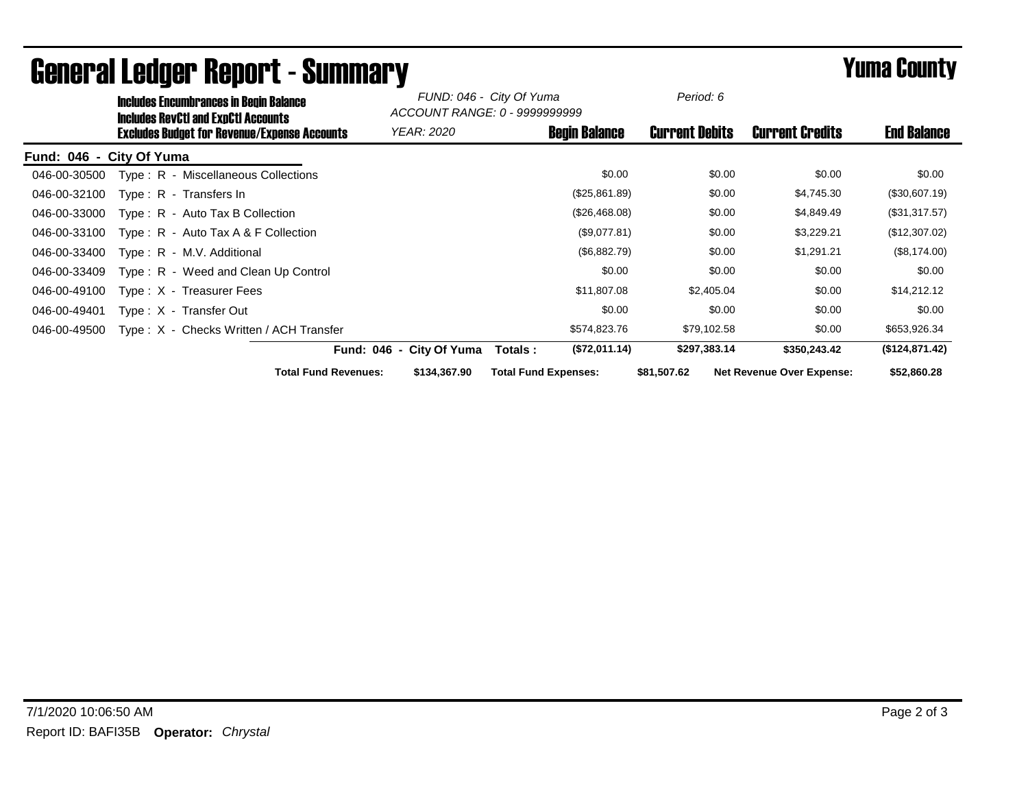# General Ledger Report - Summary

## Yuma County

**Includes Encumbrances in Begin Balance**
**Includes RevCtl and ExpCtl Accounts**
**Excludes Budget for Revenue/Expense Accounts**

*FUND: 046 - City Of Yuma*
*ACCOUNT RANGE: 0 - 9999999999*
*YEAR: 2020*
*Period: 6*

**Fund: 046 - City Of Yuma**

| Account | Description | Begin Balance | Current Debits | Current Credits | End Balance |
|---|---|---|---|---|---|
| 046-00-30500 | Type : R - Miscellaneous Collections | $0.00 | $0.00 | $0.00 | $0.00 |
| 046-00-32100 | Type : R - Transfers In | ($25,861.89) | $0.00 | $4,745.30 | ($30,607.19) |
| 046-00-33000 | Type : R - Auto Tax B Collection | ($26,468.08) | $0.00 | $4,849.49 | ($31,317.57) |
| 046-00-33100 | Type : R - Auto Tax A & F Collection | ($9,077.81) | $0.00 | $3,229.21 | ($12,307.02) |
| 046-00-33400 | Type : R - M.V. Additional | ($6,882.79) | $0.00 | $1,291.21 | ($8,174.00) |
| 046-00-33409 | Type : R - Weed and Clean Up Control | $0.00 | $0.00 | $0.00 | $0.00 |
| 046-00-49100 | Type : X - Treasurer Fees | $11,807.08 | $2,405.04 | $0.00 | $14,212.12 |
| 046-00-49401 | Type : X - Transfer Out | $0.00 | $0.00 | $0.00 | $0.00 |
| 046-00-49500 | Type : X - Checks Written / ACH Transfer | $574,823.76 | $79,102.58 | $0.00 | $653,926.34 |
| | **Fund: 046 - City Of Yuma Totals :** | **($72,011.14)** | **$297,383.14** | **$350,243.42** | **($124,871.42)** |

**Total Fund Revenues:** **$134,367.90** **Total Fund Expenses:** **$81,507.62** **Net Revenue Over Expense:** **$52,860.28**

7/1/2020 10:06:50 AM

Report ID: BAFI35B **Operator:** *Chrystal*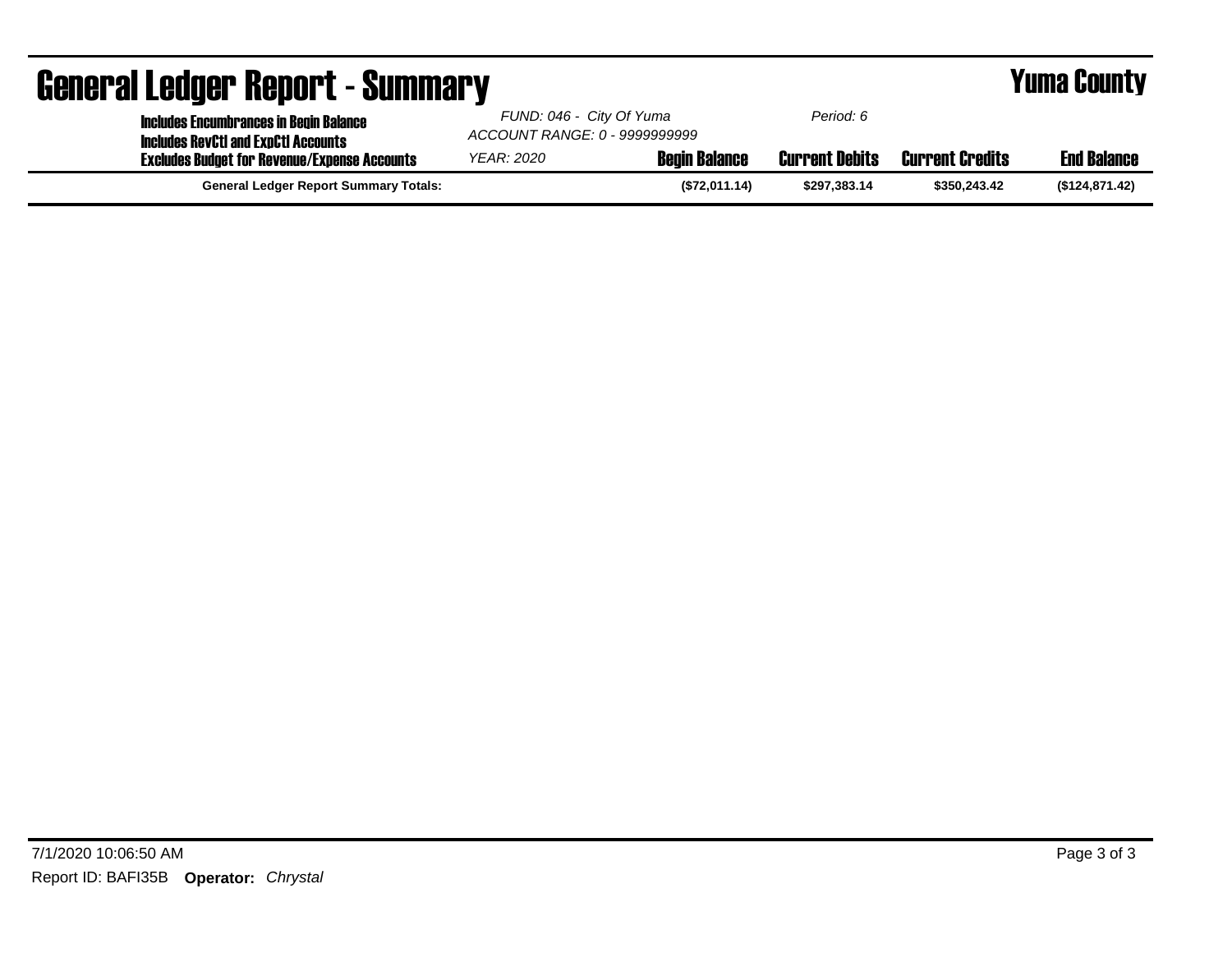# General Ledger Report - Summary

**Yuma County**

**Includes Encumbrances in Begin Balance**
**Includes RevCtl and ExpCtl Accounts**
**Excludes Budget for Revenue/Expense Accounts**

*FUND: 046 - City Of Yuma*
*ACCOUNT RANGE: 0 - 9999999999*
*YEAR: 2020*

*Period: 6*

| | Begin Balance | Current Debits | Current Credits | End Balance |
|---|---|---|---|---|
| **General Ledger Report Summary Totals:** | **($72,011.14)** | **$297,383.14** | **$350,243.42** | **($124,871.42)** |

7/1/2020 10:06:50 AM

Report ID: BAFI35B **Operator:** *Chrystal*